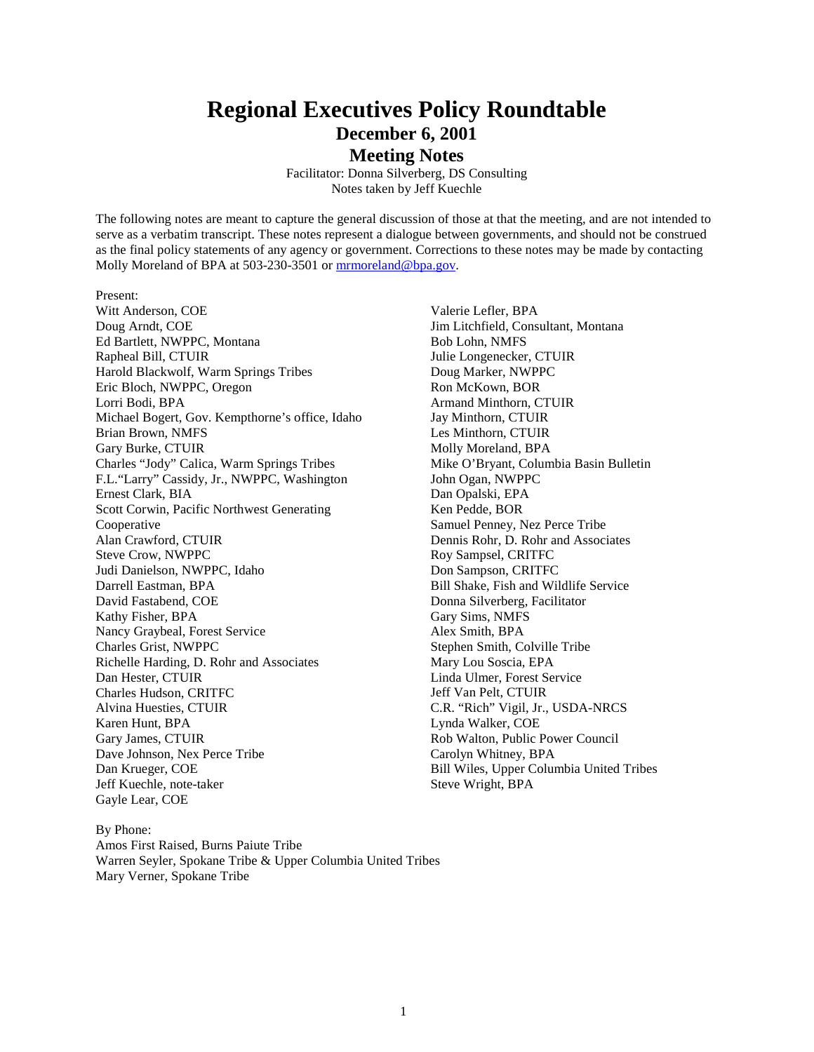# Regional Executives Policy Roundtable

## December 6, 2001

## Meeting Notes

Facilitator: Donna Silverberg, DS Consulting
Notes taken by Jeff Kuechle

The following notes are meant to capture the general discussion of those at that the meeting, and are not intended to serve as a verbatim transcript. These notes represent a dialogue between governments, and should not be construed as the final policy statements of any agency or government. Corrections to these notes may be made by contacting Molly Moreland of BPA at 503-230-3501 or mrmoreland@bpa.gov.

Present:
Witt Anderson, COE
Doug Arndt, COE
Ed Bartlett, NWPPC, Montana
Rapheal Bill, CTUIR
Harold Blackwolf, Warm Springs Tribes
Eric Bloch, NWPPC, Oregon
Lorri Bodi, BPA
Michael Bogert, Gov. Kempthorne's office, Idaho
Brian Brown, NMFS
Gary Burke, CTUIR
Charles "Jody" Calica, Warm Springs Tribes
F.L."Larry" Cassidy, Jr., NWPPC, Washington
Ernest Clark, BIA
Scott Corwin, Pacific Northwest Generating Cooperative
Alan Crawford, CTUIR
Steve Crow, NWPPC
Judi Danielson, NWPPC, Idaho
Darrell Eastman, BPA
David Fastabend, COE
Kathy Fisher, BPA
Nancy Graybeal, Forest Service
Charles Grist, NWPPC
Richelle Harding, D. Rohr and Associates
Dan Hester, CTUIR
Charles Hudson, CRITFC
Alvina Huesties, CTUIR
Karen Hunt, BPA
Gary James, CTUIR
Dave Johnson, Nex Perce Tribe
Dan Krueger, COE
Jeff Kuechle, note-taker
Gayle Lear, COE
Valerie Lefler, BPA
Jim Litchfield, Consultant, Montana
Bob Lohn, NMFS
Julie Longenecker, CTUIR
Doug Marker, NWPPC
Ron McKown, BOR
Armand Minthorn, CTUIR
Jay Minthorn, CTUIR
Les Minthorn, CTUIR
Molly Moreland, BPA
Mike O'Bryant, Columbia Basin Bulletin
John Ogan, NWPPC
Dan Opalski, EPA
Ken Pedde, BOR
Samuel Penney, Nez Perce Tribe
Dennis Rohr, D. Rohr and Associates
Roy Sampsel, CRITFC
Don Sampson, CRITFC
Bill Shake, Fish and Wildlife Service
Donna Silverberg, Facilitator
Gary Sims, NMFS
Alex Smith, BPA
Stephen Smith, Colville Tribe
Mary Lou Soscia, EPA
Linda Ulmer, Forest Service
Jeff Van Pelt, CTUIR
C.R. "Rich" Vigil, Jr., USDA-NRCS
Lynda Walker, COE
Rob Walton, Public Power Council
Carolyn Whitney, BPA
Bill Wiles, Upper Columbia United Tribes
Steve Wright, BPA

By Phone:
Amos First Raised, Burns Paiute Tribe
Warren Seyler, Spokane Tribe & Upper Columbia United Tribes
Mary Verner, Spokane Tribe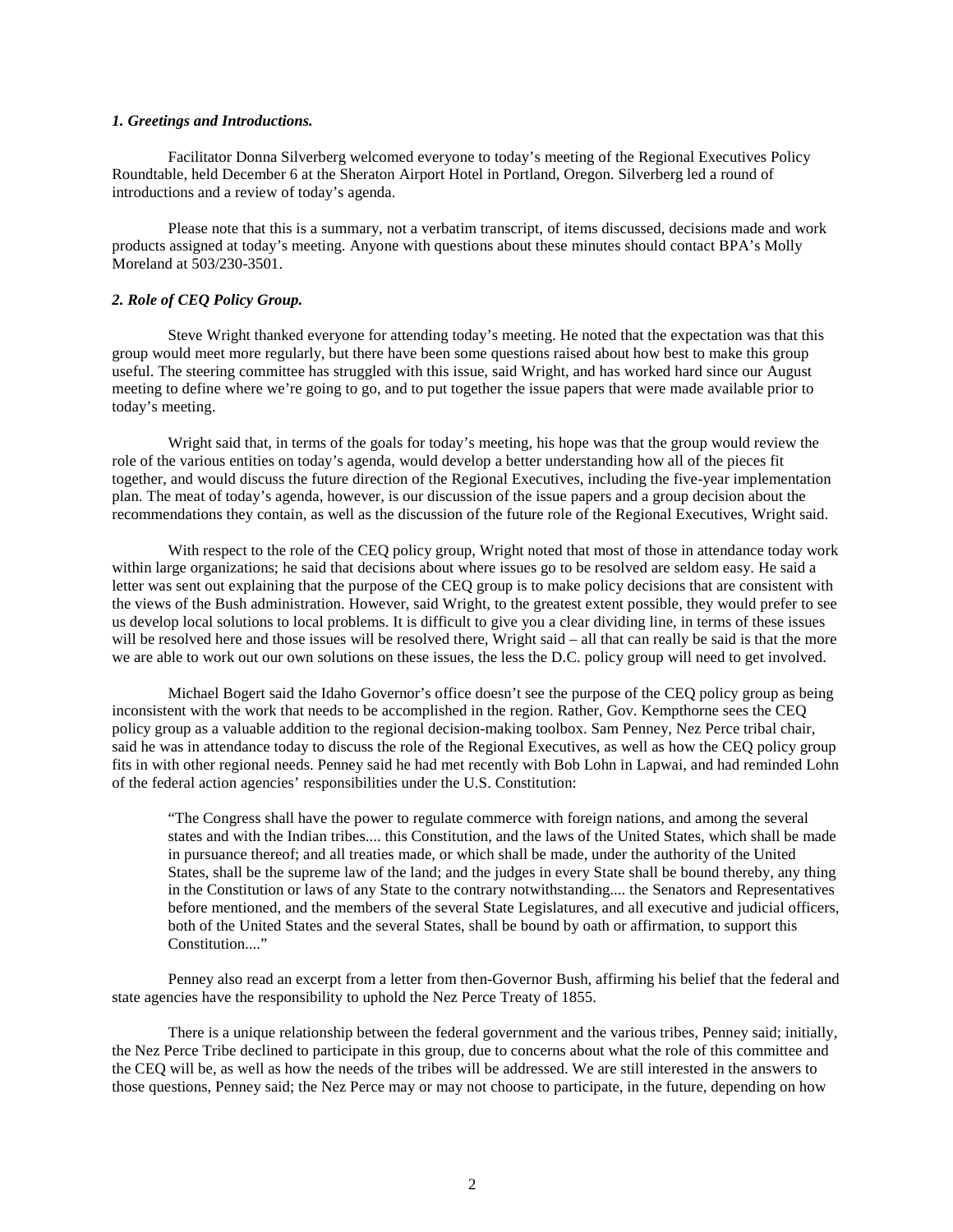### *1. Greetings and Introductions.*

Facilitator Donna Silverberg welcomed everyone to today's meeting of the Regional Executives Policy Roundtable, held December 6 at the Sheraton Airport Hotel in Portland, Oregon. Silverberg led a round of introductions and a review of today's agenda.

Please note that this is a summary, not a verbatim transcript, of items discussed, decisions made and work products assigned at today's meeting. Anyone with questions about these minutes should contact BPA's Molly Moreland at 503/230-3501.

### *2. Role of CEQ Policy Group.*

Steve Wright thanked everyone for attending today's meeting. He noted that the expectation was that this group would meet more regularly, but there have been some questions raised about how best to make this group useful. The steering committee has struggled with this issue, said Wright, and has worked hard since our August meeting to define where we're going to go, and to put together the issue papers that were made available prior to today's meeting.

Wright said that, in terms of the goals for today's meeting, his hope was that the group would review the role of the various entities on today's agenda, would develop a better understanding how all of the pieces fit together, and would discuss the future direction of the Regional Executives, including the five-year implementation plan. The meat of today's agenda, however, is our discussion of the issue papers and a group decision about the recommendations they contain, as well as the discussion of the future role of the Regional Executives, Wright said.

With respect to the role of the CEQ policy group, Wright noted that most of those in attendance today work within large organizations; he said that decisions about where issues go to be resolved are seldom easy. He said a letter was sent out explaining that the purpose of the CEQ group is to make policy decisions that are consistent with the views of the Bush administration. However, said Wright, to the greatest extent possible, they would prefer to see us develop local solutions to local problems. It is difficult to give you a clear dividing line, in terms of these issues will be resolved here and those issues will be resolved there, Wright said – all that can really be said is that the more we are able to work out our own solutions on these issues, the less the D.C. policy group will need to get involved.

Michael Bogert said the Idaho Governor's office doesn't see the purpose of the CEQ policy group as being inconsistent with the work that needs to be accomplished in the region. Rather, Gov. Kempthorne sees the CEQ policy group as a valuable addition to the regional decision-making toolbox. Sam Penney, Nez Perce tribal chair, said he was in attendance today to discuss the role of the Regional Executives, as well as how the CEQ policy group fits in with other regional needs. Penney said he had met recently with Bob Lohn in Lapwai, and had reminded Lohn of the federal action agencies' responsibilities under the U.S. Constitution:

> "The Congress shall have the power to regulate commerce with foreign nations, and among the several states and with the Indian tribes.... this Constitution, and the laws of the United States, which shall be made in pursuance thereof; and all treaties made, or which shall be made, under the authority of the United States, shall be the supreme law of the land; and the judges in every State shall be bound thereby, any thing in the Constitution or laws of any State to the contrary notwithstanding.... the Senators and Representatives before mentioned, and the members of the several State Legislatures, and all executive and judicial officers, both of the United States and the several States, shall be bound by oath or affirmation, to support this Constitution...."

Penney also read an excerpt from a letter from then-Governor Bush, affirming his belief that the federal and state agencies have the responsibility to uphold the Nez Perce Treaty of 1855.

There is a unique relationship between the federal government and the various tribes, Penney said; initially, the Nez Perce Tribe declined to participate in this group, due to concerns about what the role of this committee and the CEQ will be, as well as how the needs of the tribes will be addressed. We are still interested in the answers to those questions, Penney said; the Nez Perce may or may not choose to participate, in the future, depending on how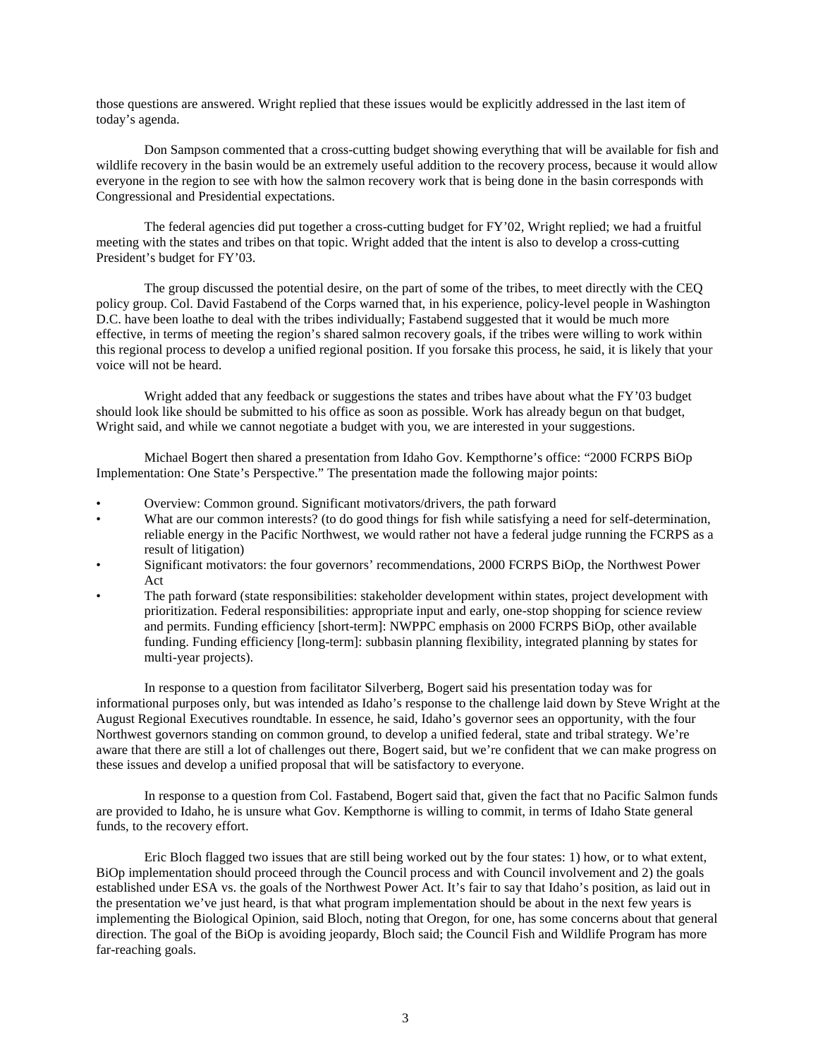those questions are answered. Wright replied that these issues would be explicitly addressed in the last item of today's agenda.

Don Sampson commented that a cross-cutting budget showing everything that will be available for fish and wildlife recovery in the basin would be an extremely useful addition to the recovery process, because it would allow everyone in the region to see with how the salmon recovery work that is being done in the basin corresponds with Congressional and Presidential expectations.

The federal agencies did put together a cross-cutting budget for FY'02, Wright replied; we had a fruitful meeting with the states and tribes on that topic. Wright added that the intent is also to develop a cross-cutting President's budget for FY'03.

The group discussed the potential desire, on the part of some of the tribes, to meet directly with the CEQ policy group. Col. David Fastabend of the Corps warned that, in his experience, policy-level people in Washington D.C. have been loathe to deal with the tribes individually; Fastabend suggested that it would be much more effective, in terms of meeting the region's shared salmon recovery goals, if the tribes were willing to work within this regional process to develop a unified regional position. If you forsake this process, he said, it is likely that your voice will not be heard.

Wright added that any feedback or suggestions the states and tribes have about what the FY'03 budget should look like should be submitted to his office as soon as possible. Work has already begun on that budget, Wright said, and while we cannot negotiate a budget with you, we are interested in your suggestions.

Michael Bogert then shared a presentation from Idaho Gov. Kempthorne's office: "2000 FCRPS BiOp Implementation: One State's Perspective." The presentation made the following major points:

- Overview: Common ground. Significant motivators/drivers, the path forward
- What are our common interests? (to do good things for fish while satisfying a need for self-determination, reliable energy in the Pacific Northwest, we would rather not have a federal judge running the FCRPS as a result of litigation)
- Significant motivators: the four governors' recommendations, 2000 FCRPS BiOp, the Northwest Power Act
- The path forward (state responsibilities: stakeholder development within states, project development with prioritization. Federal responsibilities: appropriate input and early, one-stop shopping for science review and permits. Funding efficiency [short-term]: NWPPC emphasis on 2000 FCRPS BiOp, other available funding. Funding efficiency [long-term]: subbasin planning flexibility, integrated planning by states for multi-year projects).

In response to a question from facilitator Silverberg, Bogert said his presentation today was for informational purposes only, but was intended as Idaho's response to the challenge laid down by Steve Wright at the August Regional Executives roundtable. In essence, he said, Idaho's governor sees an opportunity, with the four Northwest governors standing on common ground, to develop a unified federal, state and tribal strategy. We're aware that there are still a lot of challenges out there, Bogert said, but we're confident that we can make progress on these issues and develop a unified proposal that will be satisfactory to everyone.

In response to a question from Col. Fastabend, Bogert said that, given the fact that no Pacific Salmon funds are provided to Idaho, he is unsure what Gov. Kempthorne is willing to commit, in terms of Idaho State general funds, to the recovery effort.

Eric Bloch flagged two issues that are still being worked out by the four states: 1) how, or to what extent, BiOp implementation should proceed through the Council process and with Council involvement and 2) the goals established under ESA vs. the goals of the Northwest Power Act. It's fair to say that Idaho's position, as laid out in the presentation we've just heard, is that what program implementation should be about in the next few years is implementing the Biological Opinion, said Bloch, noting that Oregon, for one, has some concerns about that general direction. The goal of the BiOp is avoiding jeopardy, Bloch said; the Council Fish and Wildlife Program has more far-reaching goals.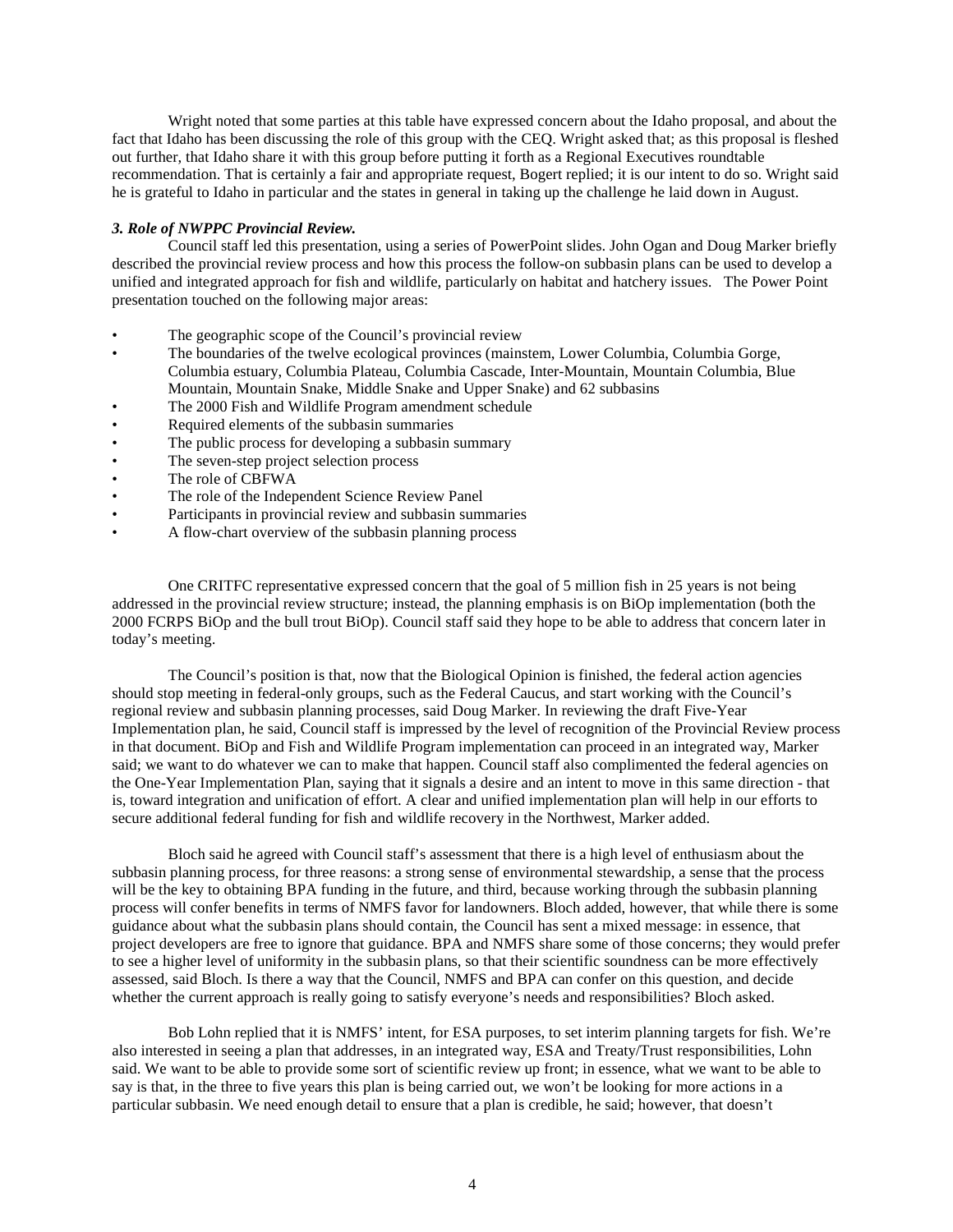Wright noted that some parties at this table have expressed concern about the Idaho proposal, and about the fact that Idaho has been discussing the role of this group with the CEQ. Wright asked that; as this proposal is fleshed out further, that Idaho share it with this group before putting it forth as a Regional Executives roundtable recommendation. That is certainly a fair and appropriate request, Bogert replied; it is our intent to do so. Wright said he is grateful to Idaho in particular and the states in general in taking up the challenge he laid down in August.

### *3. Role of NWPPC Provincial Review.*

Council staff led this presentation, using a series of PowerPoint slides. John Ogan and Doug Marker briefly described the provincial review process and how this process the follow-on subbasin plans can be used to develop a unified and integrated approach for fish and wildlife, particularly on habitat and hatchery issues. The Power Point presentation touched on the following major areas:

- The geographic scope of the Council's provincial review
- The boundaries of the twelve ecological provinces (mainstem, Lower Columbia, Columbia Gorge, Columbia estuary, Columbia Plateau, Columbia Cascade, Inter-Mountain, Mountain Columbia, Blue Mountain, Mountain Snake, Middle Snake and Upper Snake) and 62 subbasins
- The 2000 Fish and Wildlife Program amendment schedule
- Required elements of the subbasin summaries
- The public process for developing a subbasin summary
- The seven-step project selection process
- The role of CBFWA
- The role of the Independent Science Review Panel
- Participants in provincial review and subbasin summaries
- A flow-chart overview of the subbasin planning process

One CRITFC representative expressed concern that the goal of 5 million fish in 25 years is not being addressed in the provincial review structure; instead, the planning emphasis is on BiOp implementation (both the 2000 FCRPS BiOp and the bull trout BiOp). Council staff said they hope to be able to address that concern later in today's meeting.

The Council's position is that, now that the Biological Opinion is finished, the federal action agencies should stop meeting in federal-only groups, such as the Federal Caucus, and start working with the Council's regional review and subbasin planning processes, said Doug Marker. In reviewing the draft Five-Year Implementation plan, he said, Council staff is impressed by the level of recognition of the Provincial Review process in that document. BiOp and Fish and Wildlife Program implementation can proceed in an integrated way, Marker said; we want to do whatever we can to make that happen. Council staff also complimented the federal agencies on the One-Year Implementation Plan, saying that it signals a desire and an intent to move in this same direction - that is, toward integration and unification of effort. A clear and unified implementation plan will help in our efforts to secure additional federal funding for fish and wildlife recovery in the Northwest, Marker added.

Bloch said he agreed with Council staff's assessment that there is a high level of enthusiasm about the subbasin planning process, for three reasons: a strong sense of environmental stewardship, a sense that the process will be the key to obtaining BPA funding in the future, and third, because working through the subbasin planning process will confer benefits in terms of NMFS favor for landowners. Bloch added, however, that while there is some guidance about what the subbasin plans should contain, the Council has sent a mixed message: in essence, that project developers are free to ignore that guidance. BPA and NMFS share some of those concerns; they would prefer to see a higher level of uniformity in the subbasin plans, so that their scientific soundness can be more effectively assessed, said Bloch. Is there a way that the Council, NMFS and BPA can confer on this question, and decide whether the current approach is really going to satisfy everyone's needs and responsibilities? Bloch asked.

Bob Lohn replied that it is NMFS' intent, for ESA purposes, to set interim planning targets for fish. We're also interested in seeing a plan that addresses, in an integrated way, ESA and Treaty/Trust responsibilities, Lohn said. We want to be able to provide some sort of scientific review up front; in essence, what we want to be able to say is that, in the three to five years this plan is being carried out, we won't be looking for more actions in a particular subbasin. We need enough detail to ensure that a plan is credible, he said; however, that doesn't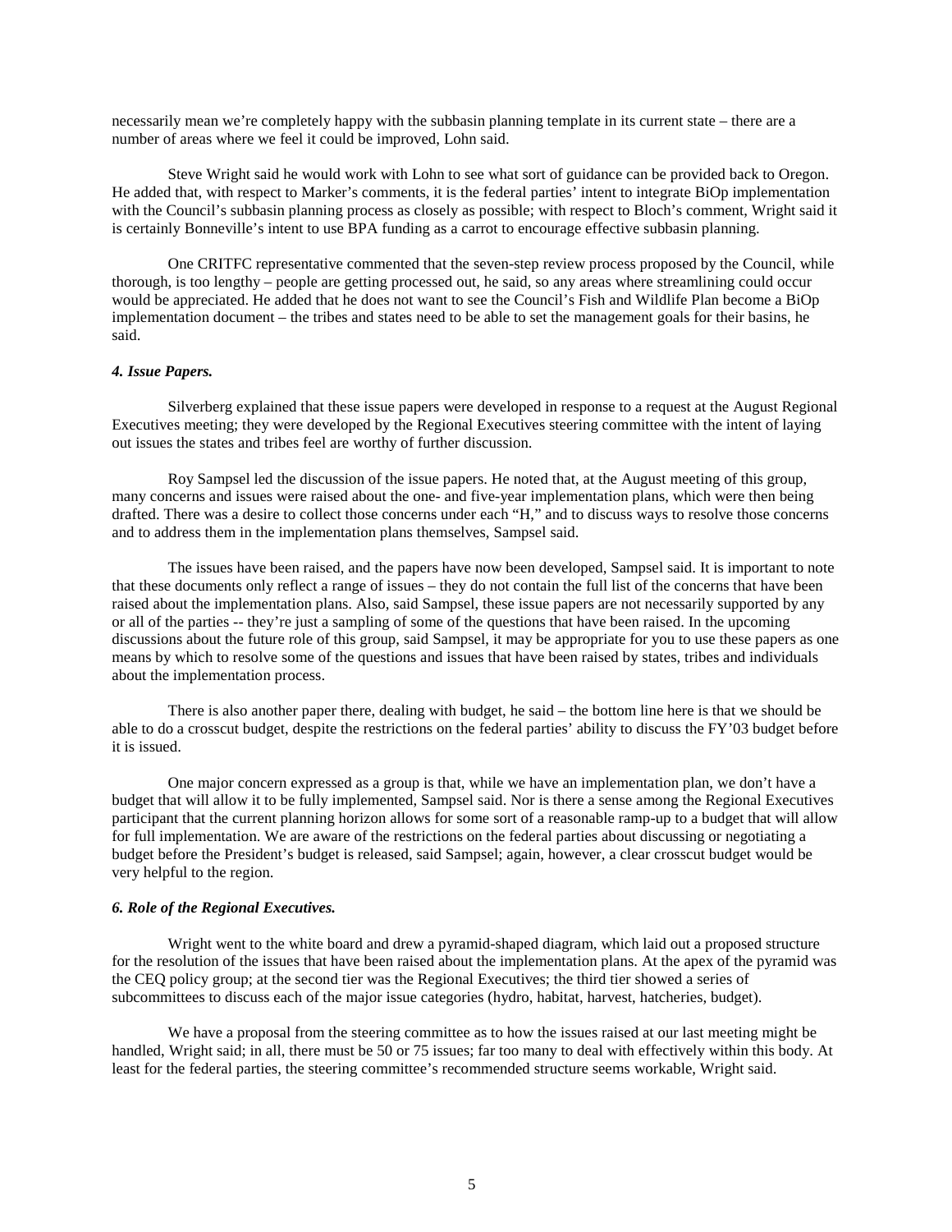necessarily mean we're completely happy with the subbasin planning template in its current state – there are a number of areas where we feel it could be improved, Lohn said.

Steve Wright said he would work with Lohn to see what sort of guidance can be provided back to Oregon. He added that, with respect to Marker's comments, it is the federal parties' intent to integrate BiOp implementation with the Council's subbasin planning process as closely as possible; with respect to Bloch's comment, Wright said it is certainly Bonneville's intent to use BPA funding as a carrot to encourage effective subbasin planning.

One CRITFC representative commented that the seven-step review process proposed by the Council, while thorough, is too lengthy – people are getting processed out, he said, so any areas where streamlining could occur would be appreciated. He added that he does not want to see the Council's Fish and Wildlife Plan become a BiOp implementation document – the tribes and states need to be able to set the management goals for their basins, he said.

***4. Issue Papers.***

Silverberg explained that these issue papers were developed in response to a request at the August Regional Executives meeting; they were developed by the Regional Executives steering committee with the intent of laying out issues the states and tribes feel are worthy of further discussion.

Roy Sampsel led the discussion of the issue papers. He noted that, at the August meeting of this group, many concerns and issues were raised about the one- and five-year implementation plans, which were then being drafted. There was a desire to collect those concerns under each "H," and to discuss ways to resolve those concerns and to address them in the implementation plans themselves, Sampsel said.

The issues have been raised, and the papers have now been developed, Sampsel said. It is important to note that these documents only reflect a range of issues – they do not contain the full list of the concerns that have been raised about the implementation plans. Also, said Sampsel, these issue papers are not necessarily supported by any or all of the parties -- they're just a sampling of some of the questions that have been raised. In the upcoming discussions about the future role of this group, said Sampsel, it may be appropriate for you to use these papers as one means by which to resolve some of the questions and issues that have been raised by states, tribes and individuals about the implementation process.

There is also another paper there, dealing with budget, he said – the bottom line here is that we should be able to do a crosscut budget, despite the restrictions on the federal parties' ability to discuss the FY'03 budget before it is issued.

One major concern expressed as a group is that, while we have an implementation plan, we don't have a budget that will allow it to be fully implemented, Sampsel said. Nor is there a sense among the Regional Executives participant that the current planning horizon allows for some sort of a reasonable ramp-up to a budget that will allow for full implementation. We are aware of the restrictions on the federal parties about discussing or negotiating a budget before the President's budget is released, said Sampsel; again, however, a clear crosscut budget would be very helpful to the region.

***6. Role of the Regional Executives.***

Wright went to the white board and drew a pyramid-shaped diagram, which laid out a proposed structure for the resolution of the issues that have been raised about the implementation plans. At the apex of the pyramid was the CEQ policy group; at the second tier was the Regional Executives; the third tier showed a series of subcommittees to discuss each of the major issue categories (hydro, habitat, harvest, hatcheries, budget).

We have a proposal from the steering committee as to how the issues raised at our last meeting might be handled, Wright said; in all, there must be 50 or 75 issues; far too many to deal with effectively within this body. At least for the federal parties, the steering committee's recommended structure seems workable, Wright said.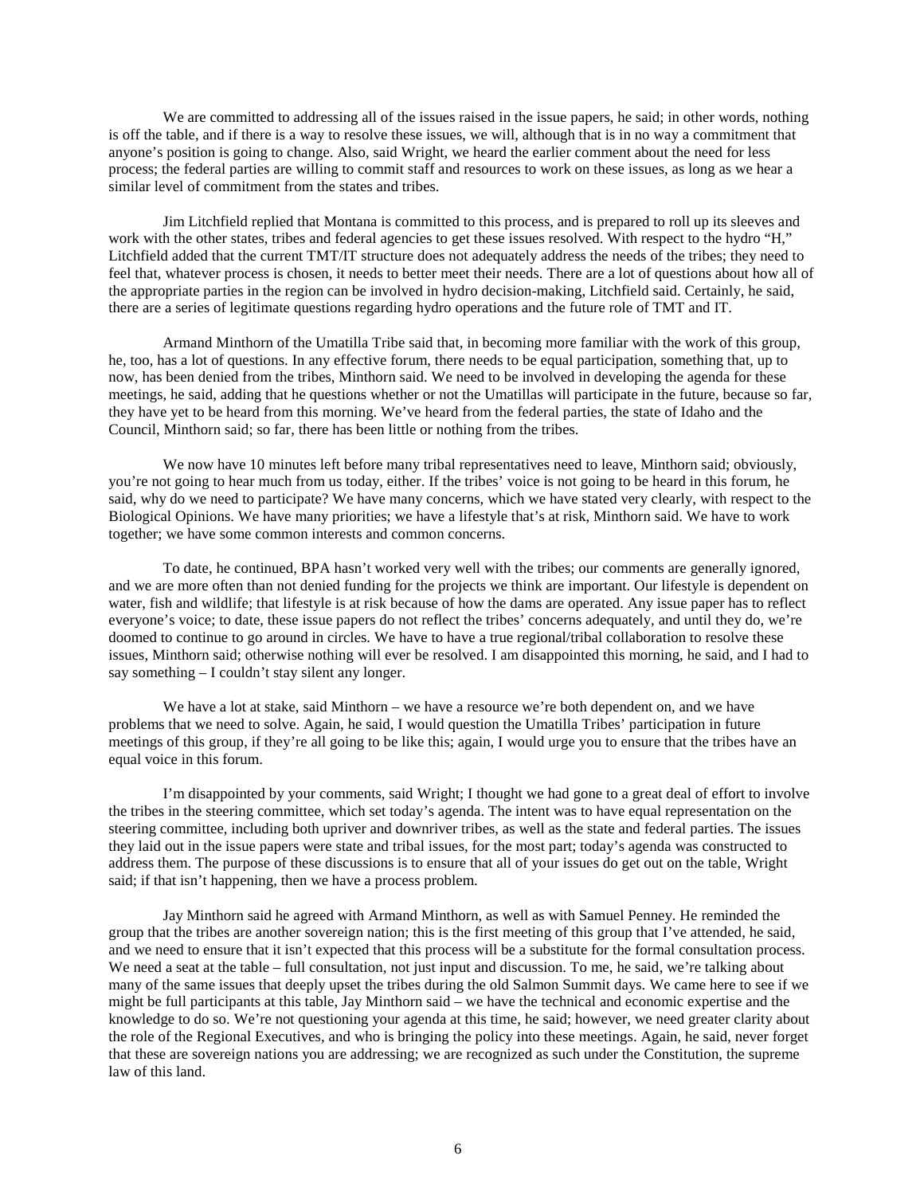We are committed to addressing all of the issues raised in the issue papers, he said; in other words, nothing is off the table, and if there is a way to resolve these issues, we will, although that is in no way a commitment that anyone's position is going to change. Also, said Wright, we heard the earlier comment about the need for less process; the federal parties are willing to commit staff and resources to work on these issues, as long as we hear a similar level of commitment from the states and tribes.

Jim Litchfield replied that Montana is committed to this process, and is prepared to roll up its sleeves and work with the other states, tribes and federal agencies to get these issues resolved. With respect to the hydro "H," Litchfield added that the current TMT/IT structure does not adequately address the needs of the tribes; they need to feel that, whatever process is chosen, it needs to better meet their needs. There are a lot of questions about how all of the appropriate parties in the region can be involved in hydro decision-making, Litchfield said. Certainly, he said, there are a series of legitimate questions regarding hydro operations and the future role of TMT and IT.

Armand Minthorn of the Umatilla Tribe said that, in becoming more familiar with the work of this group, he, too, has a lot of questions. In any effective forum, there needs to be equal participation, something that, up to now, has been denied from the tribes, Minthorn said. We need to be involved in developing the agenda for these meetings, he said, adding that he questions whether or not the Umatillas will participate in the future, because so far, they have yet to be heard from this morning. We've heard from the federal parties, the state of Idaho and the Council, Minthorn said; so far, there has been little or nothing from the tribes.

We now have 10 minutes left before many tribal representatives need to leave, Minthorn said; obviously, you're not going to hear much from us today, either. If the tribes' voice is not going to be heard in this forum, he said, why do we need to participate? We have many concerns, which we have stated very clearly, with respect to the Biological Opinions. We have many priorities; we have a lifestyle that's at risk, Minthorn said. We have to work together; we have some common interests and common concerns.

To date, he continued, BPA hasn't worked very well with the tribes; our comments are generally ignored, and we are more often than not denied funding for the projects we think are important. Our lifestyle is dependent on water, fish and wildlife; that lifestyle is at risk because of how the dams are operated. Any issue paper has to reflect everyone's voice; to date, these issue papers do not reflect the tribes' concerns adequately, and until they do, we're doomed to continue to go around in circles. We have to have a true regional/tribal collaboration to resolve these issues, Minthorn said; otherwise nothing will ever be resolved. I am disappointed this morning, he said, and I had to say something – I couldn't stay silent any longer.

We have a lot at stake, said Minthorn – we have a resource we're both dependent on, and we have problems that we need to solve. Again, he said, I would question the Umatilla Tribes' participation in future meetings of this group, if they're all going to be like this; again, I would urge you to ensure that the tribes have an equal voice in this forum.

I'm disappointed by your comments, said Wright; I thought we had gone to a great deal of effort to involve the tribes in the steering committee, which set today's agenda. The intent was to have equal representation on the steering committee, including both upriver and downriver tribes, as well as the state and federal parties. The issues they laid out in the issue papers were state and tribal issues, for the most part; today's agenda was constructed to address them. The purpose of these discussions is to ensure that all of your issues do get out on the table, Wright said; if that isn't happening, then we have a process problem.

Jay Minthorn said he agreed with Armand Minthorn, as well as with Samuel Penney. He reminded the group that the tribes are another sovereign nation; this is the first meeting of this group that I've attended, he said, and we need to ensure that it isn't expected that this process will be a substitute for the formal consultation process. We need a seat at the table – full consultation, not just input and discussion. To me, he said, we're talking about many of the same issues that deeply upset the tribes during the old Salmon Summit days. We came here to see if we might be full participants at this table, Jay Minthorn said – we have the technical and economic expertise and the knowledge to do so. We're not questioning your agenda at this time, he said; however, we need greater clarity about the role of the Regional Executives, and who is bringing the policy into these meetings. Again, he said, never forget that these are sovereign nations you are addressing; we are recognized as such under the Constitution, the supreme law of this land.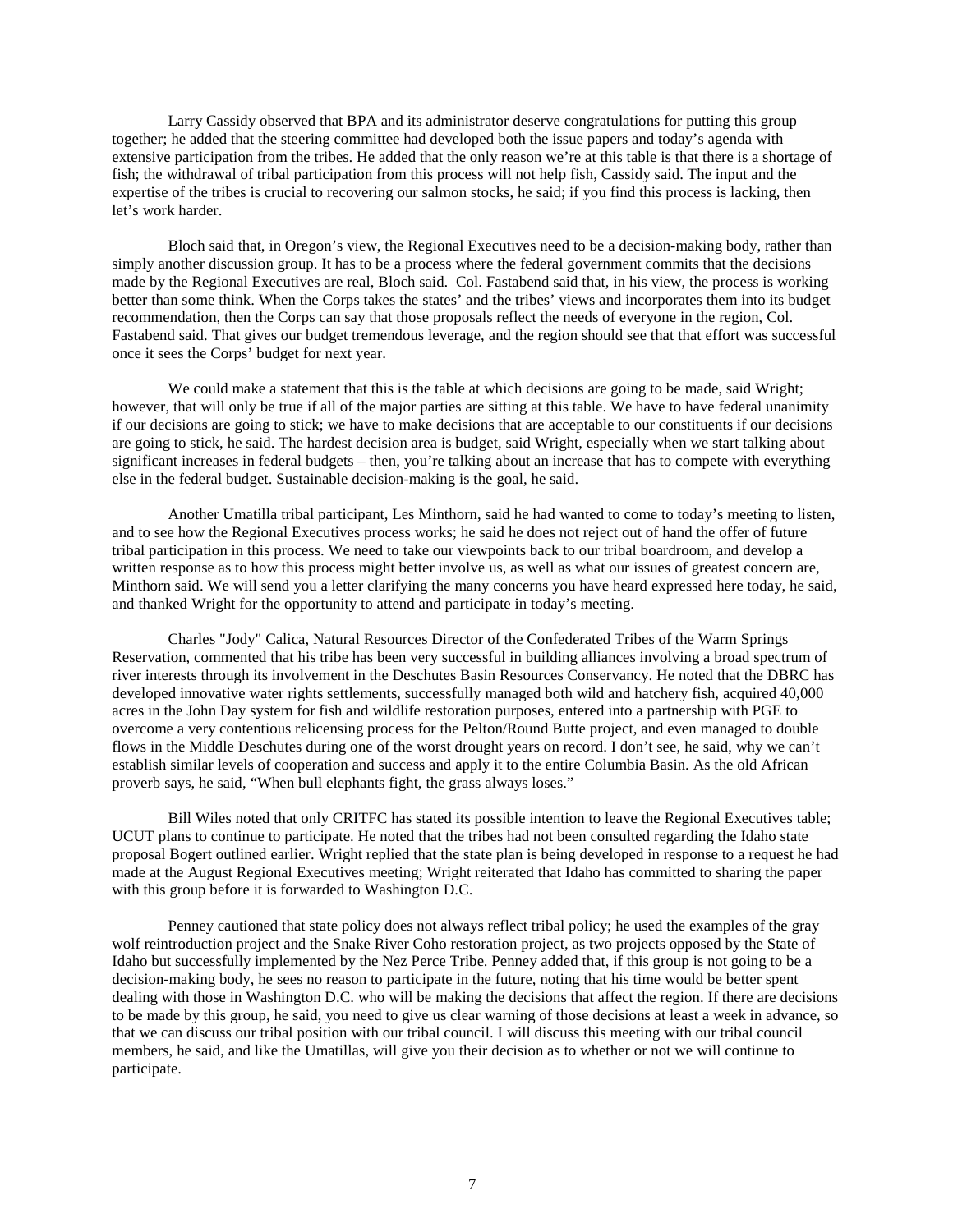Larry Cassidy observed that BPA and its administrator deserve congratulations for putting this group together; he added that the steering committee had developed both the issue papers and today's agenda with extensive participation from the tribes. He added that the only reason we're at this table is that there is a shortage of fish; the withdrawal of tribal participation from this process will not help fish, Cassidy said. The input and the expertise of the tribes is crucial to recovering our salmon stocks, he said; if you find this process is lacking, then let's work harder.

Bloch said that, in Oregon's view, the Regional Executives need to be a decision-making body, rather than simply another discussion group. It has to be a process where the federal government commits that the decisions made by the Regional Executives are real, Bloch said. Col. Fastabend said that, in his view, the process is working better than some think. When the Corps takes the states' and the tribes' views and incorporates them into its budget recommendation, then the Corps can say that those proposals reflect the needs of everyone in the region, Col. Fastabend said. That gives our budget tremendous leverage, and the region should see that that effort was successful once it sees the Corps' budget for next year.

We could make a statement that this is the table at which decisions are going to be made, said Wright; however, that will only be true if all of the major parties are sitting at this table. We have to have federal unanimity if our decisions are going to stick; we have to make decisions that are acceptable to our constituents if our decisions are going to stick, he said. The hardest decision area is budget, said Wright, especially when we start talking about significant increases in federal budgets – then, you're talking about an increase that has to compete with everything else in the federal budget. Sustainable decision-making is the goal, he said.

Another Umatilla tribal participant, Les Minthorn, said he had wanted to come to today's meeting to listen, and to see how the Regional Executives process works; he said he does not reject out of hand the offer of future tribal participation in this process. We need to take our viewpoints back to our tribal boardroom, and develop a written response as to how this process might better involve us, as well as what our issues of greatest concern are, Minthorn said. We will send you a letter clarifying the many concerns you have heard expressed here today, he said, and thanked Wright for the opportunity to attend and participate in today's meeting.

Charles "Jody" Calica, Natural Resources Director of the Confederated Tribes of the Warm Springs Reservation, commented that his tribe has been very successful in building alliances involving a broad spectrum of river interests through its involvement in the Deschutes Basin Resources Conservancy. He noted that the DBRC has developed innovative water rights settlements, successfully managed both wild and hatchery fish, acquired 40,000 acres in the John Day system for fish and wildlife restoration purposes, entered into a partnership with PGE to overcome a very contentious relicensing process for the Pelton/Round Butte project, and even managed to double flows in the Middle Deschutes during one of the worst drought years on record. I don't see, he said, why we can't establish similar levels of cooperation and success and apply it to the entire Columbia Basin. As the old African proverb says, he said, "When bull elephants fight, the grass always loses."

Bill Wiles noted that only CRITFC has stated its possible intention to leave the Regional Executives table; UCUT plans to continue to participate. He noted that the tribes had not been consulted regarding the Idaho state proposal Bogert outlined earlier. Wright replied that the state plan is being developed in response to a request he had made at the August Regional Executives meeting; Wright reiterated that Idaho has committed to sharing the paper with this group before it is forwarded to Washington D.C.

Penney cautioned that state policy does not always reflect tribal policy; he used the examples of the gray wolf reintroduction project and the Snake River Coho restoration project, as two projects opposed by the State of Idaho but successfully implemented by the Nez Perce Tribe. Penney added that, if this group is not going to be a decision-making body, he sees no reason to participate in the future, noting that his time would be better spent dealing with those in Washington D.C. who will be making the decisions that affect the region. If there are decisions to be made by this group, he said, you need to give us clear warning of those decisions at least a week in advance, so that we can discuss our tribal position with our tribal council. I will discuss this meeting with our tribal council members, he said, and like the Umatillas, will give you their decision as to whether or not we will continue to participate.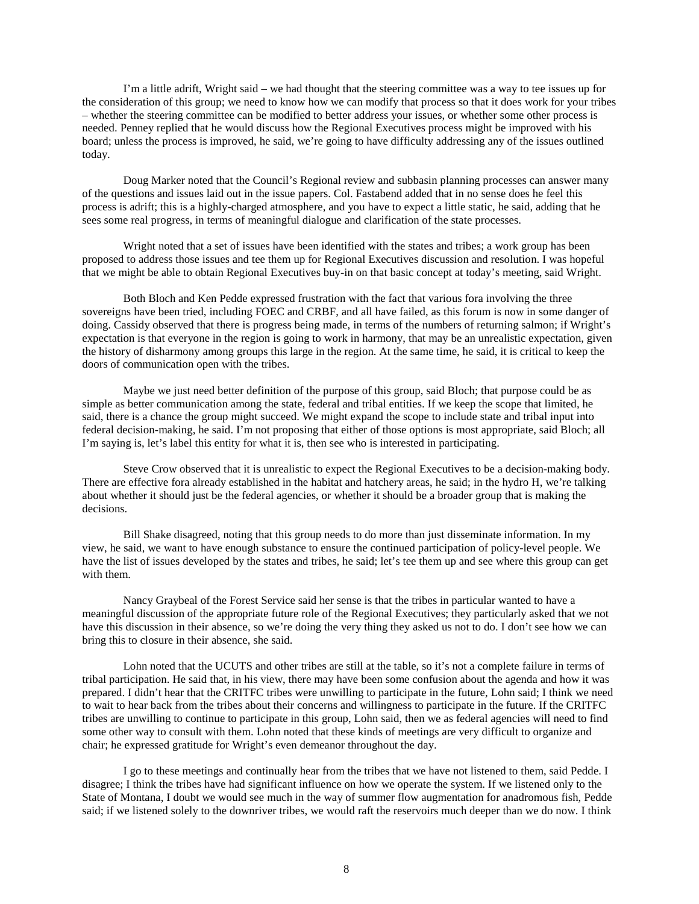I'm a little adrift, Wright said – we had thought that the steering committee was a way to tee issues up for the consideration of this group; we need to know how we can modify that process so that it does work for your tribes – whether the steering committee can be modified to better address your issues, or whether some other process is needed. Penney replied that he would discuss how the Regional Executives process might be improved with his board; unless the process is improved, he said, we're going to have difficulty addressing any of the issues outlined today.

Doug Marker noted that the Council's Regional review and subbasin planning processes can answer many of the questions and issues laid out in the issue papers. Col. Fastabend added that in no sense does he feel this process is adrift; this is a highly-charged atmosphere, and you have to expect a little static, he said, adding that he sees some real progress, in terms of meaningful dialogue and clarification of the state processes.

Wright noted that a set of issues have been identified with the states and tribes; a work group has been proposed to address those issues and tee them up for Regional Executives discussion and resolution. I was hopeful that we might be able to obtain Regional Executives buy-in on that basic concept at today's meeting, said Wright.

Both Bloch and Ken Pedde expressed frustration with the fact that various fora involving the three sovereigns have been tried, including FOEC and CRBF, and all have failed, as this forum is now in some danger of doing. Cassidy observed that there is progress being made, in terms of the numbers of returning salmon; if Wright's expectation is that everyone in the region is going to work in harmony, that may be an unrealistic expectation, given the history of disharmony among groups this large in the region. At the same time, he said, it is critical to keep the doors of communication open with the tribes.

Maybe we just need better definition of the purpose of this group, said Bloch; that purpose could be as simple as better communication among the state, federal and tribal entities. If we keep the scope that limited, he said, there is a chance the group might succeed. We might expand the scope to include state and tribal input into federal decision-making, he said. I'm not proposing that either of those options is most appropriate, said Bloch; all I'm saying is, let's label this entity for what it is, then see who is interested in participating.

Steve Crow observed that it is unrealistic to expect the Regional Executives to be a decision-making body. There are effective fora already established in the habitat and hatchery areas, he said; in the hydro H, we're talking about whether it should just be the federal agencies, or whether it should be a broader group that is making the decisions.

Bill Shake disagreed, noting that this group needs to do more than just disseminate information. In my view, he said, we want to have enough substance to ensure the continued participation of policy-level people. We have the list of issues developed by the states and tribes, he said; let's tee them up and see where this group can get with them.

Nancy Graybeal of the Forest Service said her sense is that the tribes in particular wanted to have a meaningful discussion of the appropriate future role of the Regional Executives; they particularly asked that we not have this discussion in their absence, so we're doing the very thing they asked us not to do. I don't see how we can bring this to closure in their absence, she said.

Lohn noted that the UCUTS and other tribes are still at the table, so it's not a complete failure in terms of tribal participation. He said that, in his view, there may have been some confusion about the agenda and how it was prepared. I didn't hear that the CRITFC tribes were unwilling to participate in the future, Lohn said; I think we need to wait to hear back from the tribes about their concerns and willingness to participate in the future. If the CRITFC tribes are unwilling to continue to participate in this group, Lohn said, then we as federal agencies will need to find some other way to consult with them. Lohn noted that these kinds of meetings are very difficult to organize and chair; he expressed gratitude for Wright's even demeanor throughout the day.

I go to these meetings and continually hear from the tribes that we have not listened to them, said Pedde. I disagree; I think the tribes have had significant influence on how we operate the system. If we listened only to the State of Montana, I doubt we would see much in the way of summer flow augmentation for anadromous fish, Pedde said; if we listened solely to the downriver tribes, we would raft the reservoirs much deeper than we do now. I think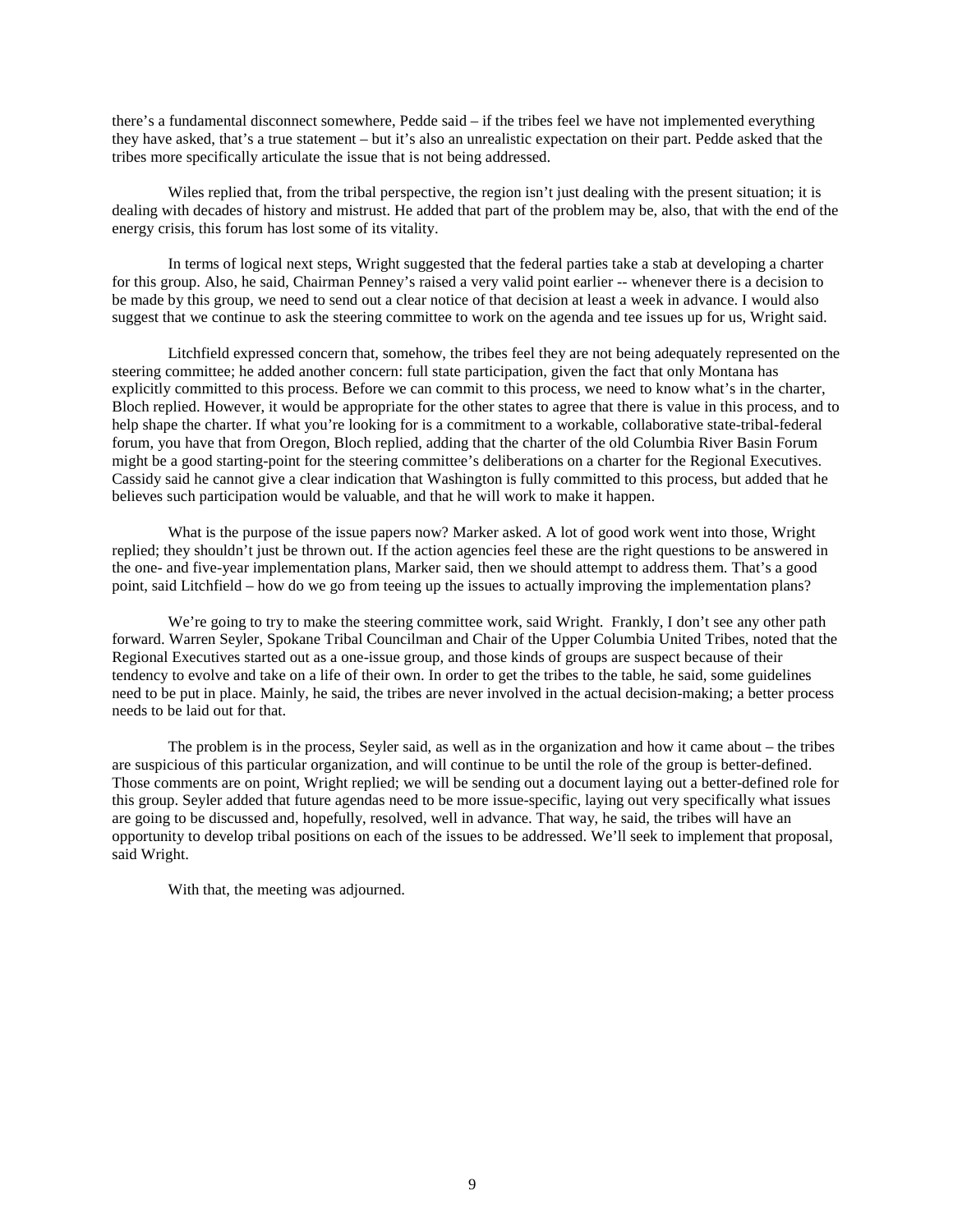there's a fundamental disconnect somewhere, Pedde said – if the tribes feel we have not implemented everything they have asked, that's a true statement – but it's also an unrealistic expectation on their part. Pedde asked that the tribes more specifically articulate the issue that is not being addressed.

Wiles replied that, from the tribal perspective, the region isn't just dealing with the present situation; it is dealing with decades of history and mistrust. He added that part of the problem may be, also, that with the end of the energy crisis, this forum has lost some of its vitality.

In terms of logical next steps, Wright suggested that the federal parties take a stab at developing a charter for this group. Also, he said, Chairman Penney's raised a very valid point earlier -- whenever there is a decision to be made by this group, we need to send out a clear notice of that decision at least a week in advance. I would also suggest that we continue to ask the steering committee to work on the agenda and tee issues up for us, Wright said.

Litchfield expressed concern that, somehow, the tribes feel they are not being adequately represented on the steering committee; he added another concern: full state participation, given the fact that only Montana has explicitly committed to this process. Before we can commit to this process, we need to know what's in the charter, Bloch replied. However, it would be appropriate for the other states to agree that there is value in this process, and to help shape the charter. If what you're looking for is a commitment to a workable, collaborative state-tribal-federal forum, you have that from Oregon, Bloch replied, adding that the charter of the old Columbia River Basin Forum might be a good starting-point for the steering committee's deliberations on a charter for the Regional Executives. Cassidy said he cannot give a clear indication that Washington is fully committed to this process, but added that he believes such participation would be valuable, and that he will work to make it happen.

What is the purpose of the issue papers now? Marker asked. A lot of good work went into those, Wright replied; they shouldn't just be thrown out. If the action agencies feel these are the right questions to be answered in the one- and five-year implementation plans, Marker said, then we should attempt to address them. That's a good point, said Litchfield – how do we go from teeing up the issues to actually improving the implementation plans?

We're going to try to make the steering committee work, said Wright. Frankly, I don't see any other path forward. Warren Seyler, Spokane Tribal Councilman and Chair of the Upper Columbia United Tribes, noted that the Regional Executives started out as a one-issue group, and those kinds of groups are suspect because of their tendency to evolve and take on a life of their own. In order to get the tribes to the table, he said, some guidelines need to be put in place. Mainly, he said, the tribes are never involved in the actual decision-making; a better process needs to be laid out for that.

The problem is in the process, Seyler said, as well as in the organization and how it came about – the tribes are suspicious of this particular organization, and will continue to be until the role of the group is better-defined. Those comments are on point, Wright replied; we will be sending out a document laying out a better-defined role for this group. Seyler added that future agendas need to be more issue-specific, laying out very specifically what issues are going to be discussed and, hopefully, resolved, well in advance. That way, he said, the tribes will have an opportunity to develop tribal positions on each of the issues to be addressed. We'll seek to implement that proposal, said Wright.

With that, the meeting was adjourned.